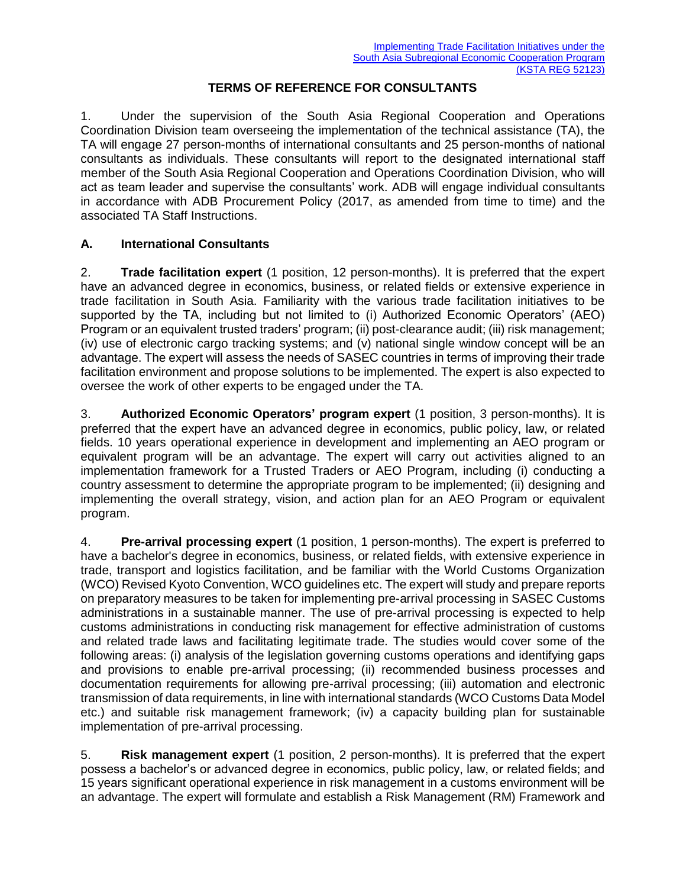Implementing Trade Facilitation Initiatives under the South Asia Subregional Economic Cooperation Program (KSTA REG 52123)

# TERMS OF REFERENCE FOR CONSULTANTS

1. Under the supervision of the South Asia Regional Cooperation and Operations Coordination Division team overseeing the implementation of the technical assistance (TA), the TA will engage 27 person-months of international consultants and 25 person-months of national consultants as individuals. These consultants will report to the designated international staff member of the South Asia Regional Cooperation and Operations Coordination Division, who will act as team leader and supervise the consultants' work. ADB will engage individual consultants in accordance with ADB Procurement Policy (2017, as amended from time to time) and the associated TA Staff Instructions.

## A. International Consultants

2. **Trade facilitation expert** (1 position, 12 person-months). It is preferred that the expert have an advanced degree in economics, business, or related fields or extensive experience in trade facilitation in South Asia. Familiarity with the various trade facilitation initiatives to be supported by the TA, including but not limited to (i) Authorized Economic Operators' (AEO) Program or an equivalent trusted traders' program; (ii) post-clearance audit; (iii) risk management; (iv) use of electronic cargo tracking systems; and (v) national single window concept will be an advantage. The expert will assess the needs of SASEC countries in terms of improving their trade facilitation environment and propose solutions to be implemented. The expert is also expected to oversee the work of other experts to be engaged under the TA.

3. **Authorized Economic Operators' program expert** (1 position, 3 person-months). It is preferred that the expert have an advanced degree in economics, public policy, law, or related fields. 10 years operational experience in development and implementing an AEO program or equivalent program will be an advantage. The expert will carry out activities aligned to an implementation framework for a Trusted Traders or AEO Program, including (i) conducting a country assessment to determine the appropriate program to be implemented; (ii) designing and implementing the overall strategy, vision, and action plan for an AEO Program or equivalent program.

4. **Pre-arrival processing expert** (1 position, 1 person-months). The expert is preferred to have a bachelor's degree in economics, business, or related fields, with extensive experience in trade, transport and logistics facilitation, and be familiar with the World Customs Organization (WCO) Revised Kyoto Convention, WCO guidelines etc. The expert will study and prepare reports on preparatory measures to be taken for implementing pre-arrival processing in SASEC Customs administrations in a sustainable manner. The use of pre-arrival processing is expected to help customs administrations in conducting risk management for effective administration of customs and related trade laws and facilitating legitimate trade. The studies would cover some of the following areas: (i) analysis of the legislation governing customs operations and identifying gaps and provisions to enable pre-arrival processing; (ii) recommended business processes and documentation requirements for allowing pre-arrival processing; (iii) automation and electronic transmission of data requirements, in line with international standards (WCO Customs Data Model etc.) and suitable risk management framework; (iv) a capacity building plan for sustainable implementation of pre-arrival processing.

5. **Risk management expert** (1 position, 2 person-months). It is preferred that the expert possess a bachelor's or advanced degree in economics, public policy, law, or related fields; and 15 years significant operational experience in risk management in a customs environment will be an advantage. The expert will formulate and establish a Risk Management (RM) Framework and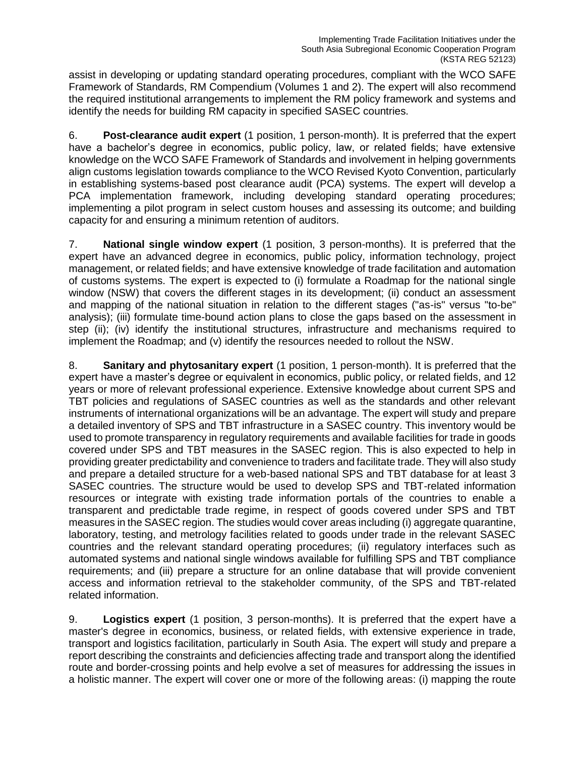assist in developing or updating standard operating procedures, compliant with the WCO SAFE Framework of Standards, RM Compendium (Volumes 1 and 2). The expert will also recommend the required institutional arrangements to implement the RM policy framework and systems and identify the needs for building RM capacity in specified SASEC countries.

6. **Post-clearance audit expert** (1 position, 1 person-month). It is preferred that the expert have a bachelor's degree in economics, public policy, law, or related fields; have extensive knowledge on the WCO SAFE Framework of Standards and involvement in helping governments align customs legislation towards compliance to the WCO Revised Kyoto Convention, particularly in establishing systems-based post clearance audit (PCA) systems. The expert will develop a PCA implementation framework, including developing standard operating procedures; implementing a pilot program in select custom houses and assessing its outcome; and building capacity for and ensuring a minimum retention of auditors.

7. **National single window expert** (1 position, 3 person-months). It is preferred that the expert have an advanced degree in economics, public policy, information technology, project management, or related fields; and have extensive knowledge of trade facilitation and automation of customs systems. The expert is expected to (i) formulate a Roadmap for the national single window (NSW) that covers the different stages in its development; (ii) conduct an assessment and mapping of the national situation in relation to the different stages ("as-is" versus "to-be" analysis); (iii) formulate time-bound action plans to close the gaps based on the assessment in step (ii); (iv) identify the institutional structures, infrastructure and mechanisms required to implement the Roadmap; and (v) identify the resources needed to rollout the NSW.

8. **Sanitary and phytosanitary expert** (1 position, 1 person-month). It is preferred that the expert have a master's degree or equivalent in economics, public policy, or related fields, and 12 years or more of relevant professional experience. Extensive knowledge about current SPS and TBT policies and regulations of SASEC countries as well as the standards and other relevant instruments of international organizations will be an advantage. The expert will study and prepare a detailed inventory of SPS and TBT infrastructure in a SASEC country. This inventory would be used to promote transparency in regulatory requirements and available facilities for trade in goods covered under SPS and TBT measures in the SASEC region. This is also expected to help in providing greater predictability and convenience to traders and facilitate trade. They will also study and prepare a detailed structure for a web-based national SPS and TBT database for at least 3 SASEC countries. The structure would be used to develop SPS and TBT-related information resources or integrate with existing trade information portals of the countries to enable a transparent and predictable trade regime, in respect of goods covered under SPS and TBT measures in the SASEC region. The studies would cover areas including (i) aggregate quarantine, laboratory, testing, and metrology facilities related to goods under trade in the relevant SASEC countries and the relevant standard operating procedures; (ii) regulatory interfaces such as automated systems and national single windows available for fulfilling SPS and TBT compliance requirements; and (iii) prepare a structure for an online database that will provide convenient access and information retrieval to the stakeholder community, of the SPS and TBT-related related information.

9. **Logistics expert** (1 position, 3 person-months). It is preferred that the expert have a master's degree in economics, business, or related fields, with extensive experience in trade, transport and logistics facilitation, particularly in South Asia. The expert will study and prepare a report describing the constraints and deficiencies affecting trade and transport along the identified route and border-crossing points and help evolve a set of measures for addressing the issues in a holistic manner. The expert will cover one or more of the following areas: (i) mapping the route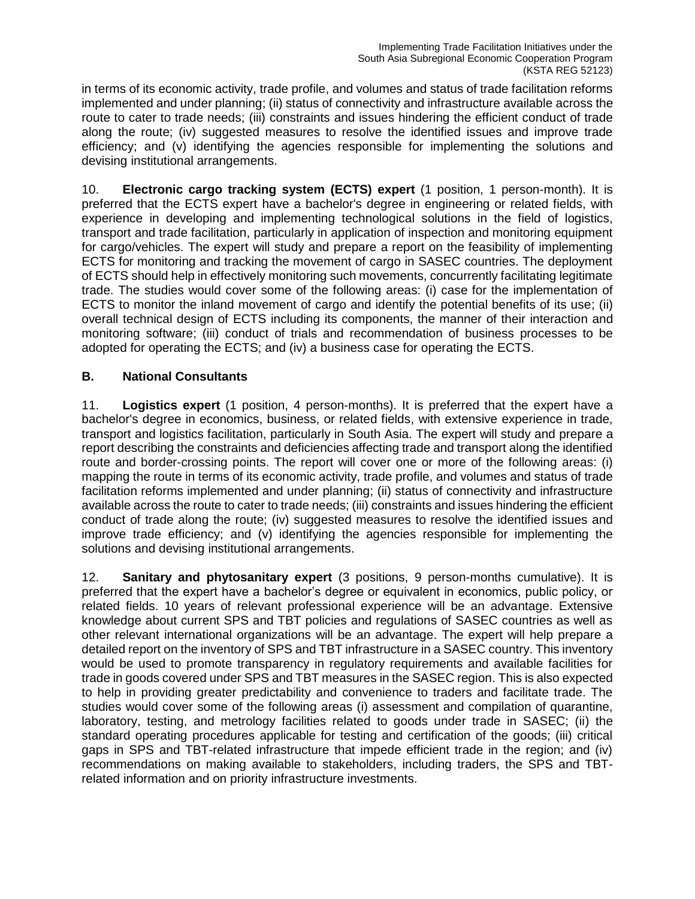in terms of its economic activity, trade profile, and volumes and status of trade facilitation reforms implemented and under planning; (ii) status of connectivity and infrastructure available across the route to cater to trade needs; (iii) constraints and issues hindering the efficient conduct of trade along the route; (iv) suggested measures to resolve the identified issues and improve trade efficiency; and (v) identifying the agencies responsible for implementing the solutions and devising institutional arrangements.

10. **Electronic cargo tracking system (ECTS) expert** (1 position, 1 person-month). It is preferred that the ECTS expert have a bachelor's degree in engineering or related fields, with experience in developing and implementing technological solutions in the field of logistics, transport and trade facilitation, particularly in application of inspection and monitoring equipment for cargo/vehicles. The expert will study and prepare a report on the feasibility of implementing ECTS for monitoring and tracking the movement of cargo in SASEC countries. The deployment of ECTS should help in effectively monitoring such movements, concurrently facilitating legitimate trade. The studies would cover some of the following areas: (i) case for the implementation of ECTS to monitor the inland movement of cargo and identify the potential benefits of its use; (ii) overall technical design of ECTS including its components, the manner of their interaction and monitoring software; (iii) conduct of trials and recommendation of business processes to be adopted for operating the ECTS; and (iv) a business case for operating the ECTS.

## B. National Consultants

11. **Logistics expert** (1 position, 4 person-months). It is preferred that the expert have a bachelor's degree in economics, business, or related fields, with extensive experience in trade, transport and logistics facilitation, particularly in South Asia. The expert will study and prepare a report describing the constraints and deficiencies affecting trade and transport along the identified route and border-crossing points. The report will cover one or more of the following areas: (i) mapping the route in terms of its economic activity, trade profile, and volumes and status of trade facilitation reforms implemented and under planning; (ii) status of connectivity and infrastructure available across the route to cater to trade needs; (iii) constraints and issues hindering the efficient conduct of trade along the route; (iv) suggested measures to resolve the identified issues and improve trade efficiency; and (v) identifying the agencies responsible for implementing the solutions and devising institutional arrangements.

12. **Sanitary and phytosanitary expert** (3 positions, 9 person-months cumulative). It is preferred that the expert have a bachelor's degree or equivalent in economics, public policy, or related fields. 10 years of relevant professional experience will be an advantage. Extensive knowledge about current SPS and TBT policies and regulations of SASEC countries as well as other relevant international organizations will be an advantage. The expert will help prepare a detailed report on the inventory of SPS and TBT infrastructure in a SASEC country. This inventory would be used to promote transparency in regulatory requirements and available facilities for trade in goods covered under SPS and TBT measures in the SASEC region. This is also expected to help in providing greater predictability and convenience to traders and facilitate trade. The studies would cover some of the following areas (i) assessment and compilation of quarantine, laboratory, testing, and metrology facilities related to goods under trade in SASEC; (ii) the standard operating procedures applicable for testing and certification of the goods; (iii) critical gaps in SPS and TBT-related infrastructure that impede efficient trade in the region; and (iv) recommendations on making available to stakeholders, including traders, the SPS and TBT-related information and on priority infrastructure investments.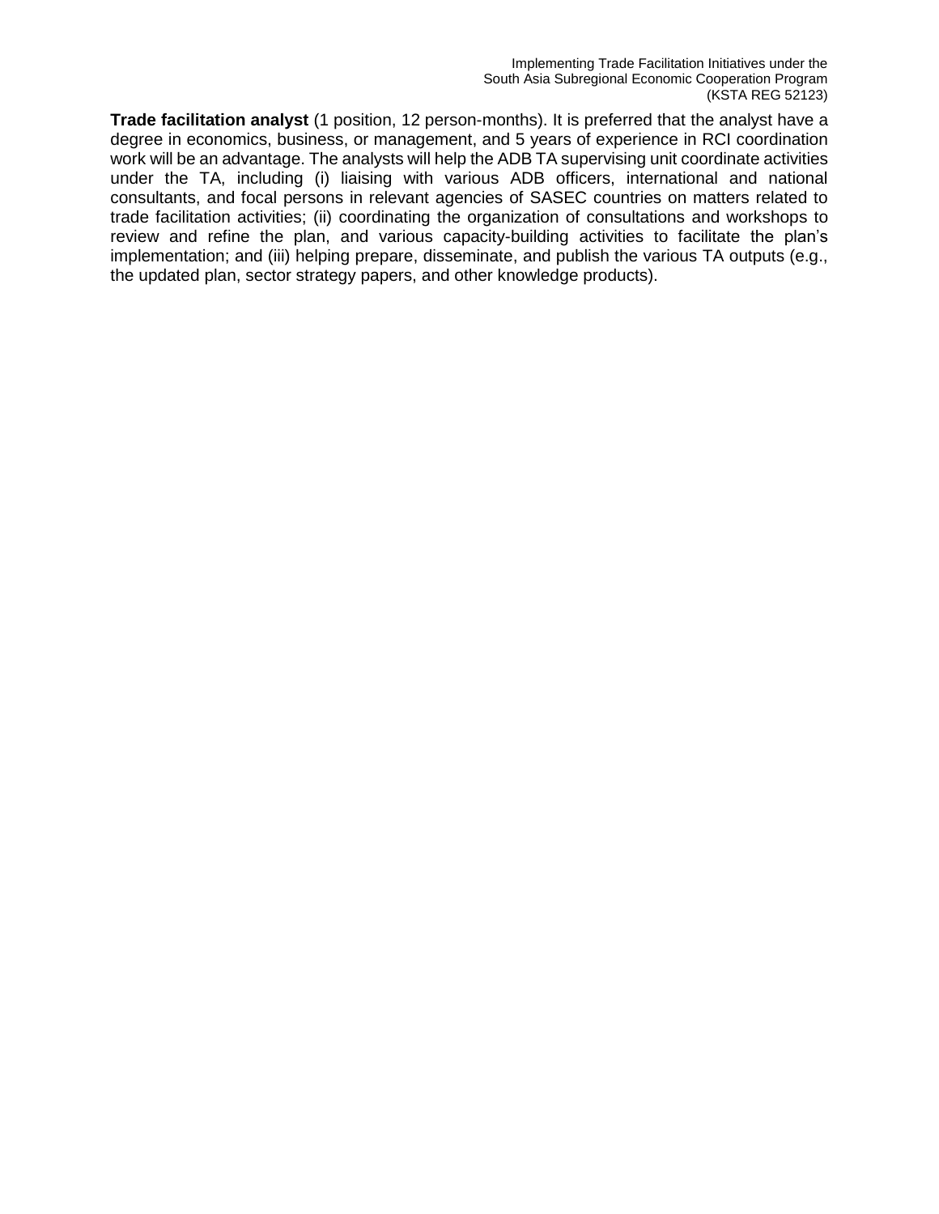**Trade facilitation analyst** (1 position, 12 person-months). It is preferred that the analyst have a degree in economics, business, or management, and 5 years of experience in RCI coordination work will be an advantage. The analysts will help the ADB TA supervising unit coordinate activities under the TA, including (i) liaising with various ADB officers, international and national consultants, and focal persons in relevant agencies of SASEC countries on matters related to trade facilitation activities; (ii) coordinating the organization of consultations and workshops to review and refine the plan, and various capacity-building activities to facilitate the plan's implementation; and (iii) helping prepare, disseminate, and publish the various TA outputs (e.g., the updated plan, sector strategy papers, and other knowledge products).